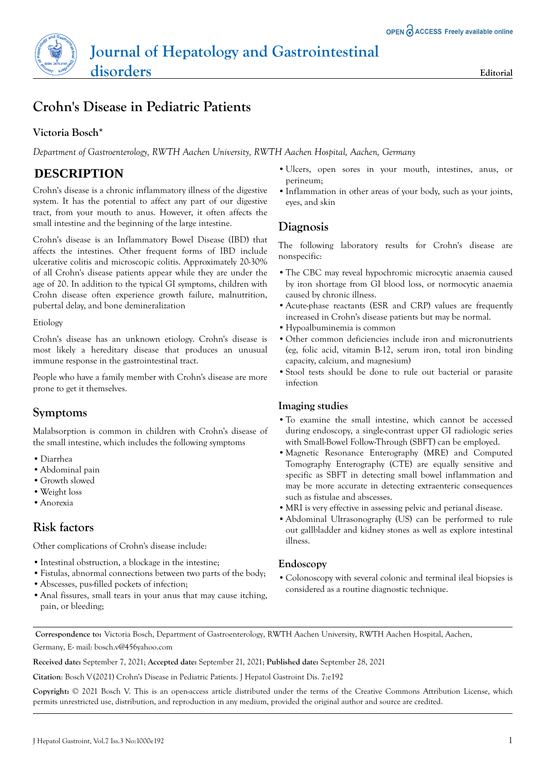# Crohn's Disease in Pediatric Patients

**Victoria Bosch***

*Department of Gastroenterology, RWTH Aachen University, RWTH Aachen Hospital, Aachen, Germany*

## DESCRIPTION

Crohn's disease is a chronic inflammatory illness of the digestive system. It has the potential to affect any part of our digestive tract, from your mouth to anus. However, it often affects the small intestine and the beginning of the large intestine.

Crohn's disease is an Inflammatory Bowel Disease (IBD) that affects the intestines. Other frequent forms of IBD include ulcerative colitis and microscopic colitis. Approximately 20-30% of all Crohn's disease patients appear while they are under the age of 20. In addition to the typical GI symptoms, children with Crohn disease often experience growth failure, malnutrition, pubertal delay, and bone demineralization

Etiology

Crohn's disease has an unknown etiology. Crohn's disease is most likely a hereditary disease that produces an unusual immune response in the gastrointestinal tract.

People who have a family member with Crohn's disease are more prone to get it themselves.

## Symptoms

Malabsorption is common in children with Crohn's disease of the small intestine, which includes the following symptoms

- Diarrhea
- Abdominal pain
- Growth slowed
- Weight loss
- Anorexia

## Risk factors

Other complications of Crohn's disease include:

- Intestinal obstruction, a blockage in the intestine;
- Fistulas, abnormal connections between two parts of the body;
- Abscesses, pus-filled pockets of infection;
- Anal fissures, small tears in your anus that may cause itching, pain, or bleeding;
- Ulcers, open sores in your mouth, intestines, anus, or perineum;
- Inflammation in other areas of your body, such as your joints, eyes, and skin

## Diagnosis

The following laboratory results for Crohn's disease are nonspecific:

- The CBC may reveal hypochromic microcytic anaemia caused by iron shortage from GI blood loss, or normocytic anaemia caused by chronic illness.
- Acute-phase reactants (ESR and CRP) values are frequently increased in Crohn's disease patients but may be normal.
- Hypoalbuminemia is common
- Other common deficiencies include iron and micronutrients (eg, folic acid, vitamin B-12, serum iron, total iron binding capacity, calcium, and magnesium)
- Stool tests should be done to rule out bacterial or parasite infection

### Imaging studies

- To examine the small intestine, which cannot be accessed during endoscopy, a single-contrast upper GI radiologic series with Small-Bowel Follow-Through (SBFT) can be employed.
- Magnetic Resonance Enterography (MRE) and Computed Tomography Enterography (CTE) are equally sensitive and specific as SBFT in detecting small bowel inflammation and may be more accurate in detecting extraenteric consequences such as fistulae and abscesses.
- MRI is very effective in assessing pelvic and perianal disease.
- Abdominal Ultrasonography (US) can be performed to rule out gallbladder and kidney stones as well as explore intestinal illness.

### Endoscopy

- Colonoscopy with several colonic and terminal ileal biopsies is considered as a routine diagnostic technique.

**Correspondence to:** Victoria Bosch, Department of Gastroenterology, RWTH Aachen University, RWTH Aachen Hospital, Aachen, Germany, E- mail: bosch.v@456yahoo.com

**Received date:** September 7, 2021; **Accepted date:** September 21, 2021; **Published date:** September 28, 2021

**Citation**: Bosch V(2021) Crohn's Disease in Pediatric Patients. J Hepatol Gastroint Dis. 7:e192

**Copyright:** © 2021 Bosch V. This is an open-access article distributed under the terms of the Creative Commons Attribution License, which permits unrestricted use, distribution, and reproduction in any medium, provided the original author and source are credited.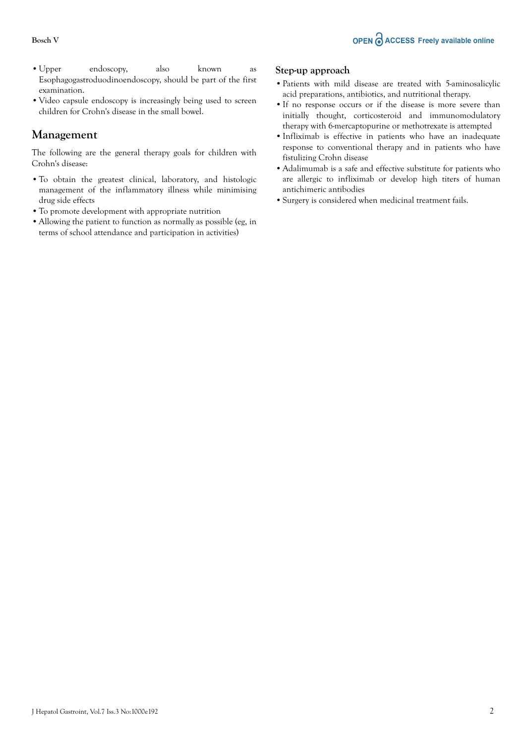- Upper endoscopy, also known as Esophagogastroduodinoendoscopy, should be part of the first examination.
- Video capsule endoscopy is increasingly being used to screen children for Crohn's disease in the small bowel.

## Management

The following are the general therapy goals for children with Crohn's disease:

- To obtain the greatest clinical, laboratory, and histologic management of the inflammatory illness while minimising drug side effects
- To promote development with appropriate nutrition
- Allowing the patient to function as normally as possible (eg, in terms of school attendance and participation in activities)

### Step-up approach

- Patients with mild disease are treated with 5-aminosalicylic acid preparations, antibiotics, and nutritional therapy.
- If no response occurs or if the disease is more severe than initially thought, corticosteroid and immunomodulatory therapy with 6-mercaptopurine or methotrexate is attempted
- Infliximab is effective in patients who have an inadequate response to conventional therapy and in patients who have fistulizing Crohn disease
- Adalimumab is a safe and effective substitute for patients who are allergic to infliximab or develop high titers of human antichimeric antibodies
- Surgery is considered when medicinal treatment fails.